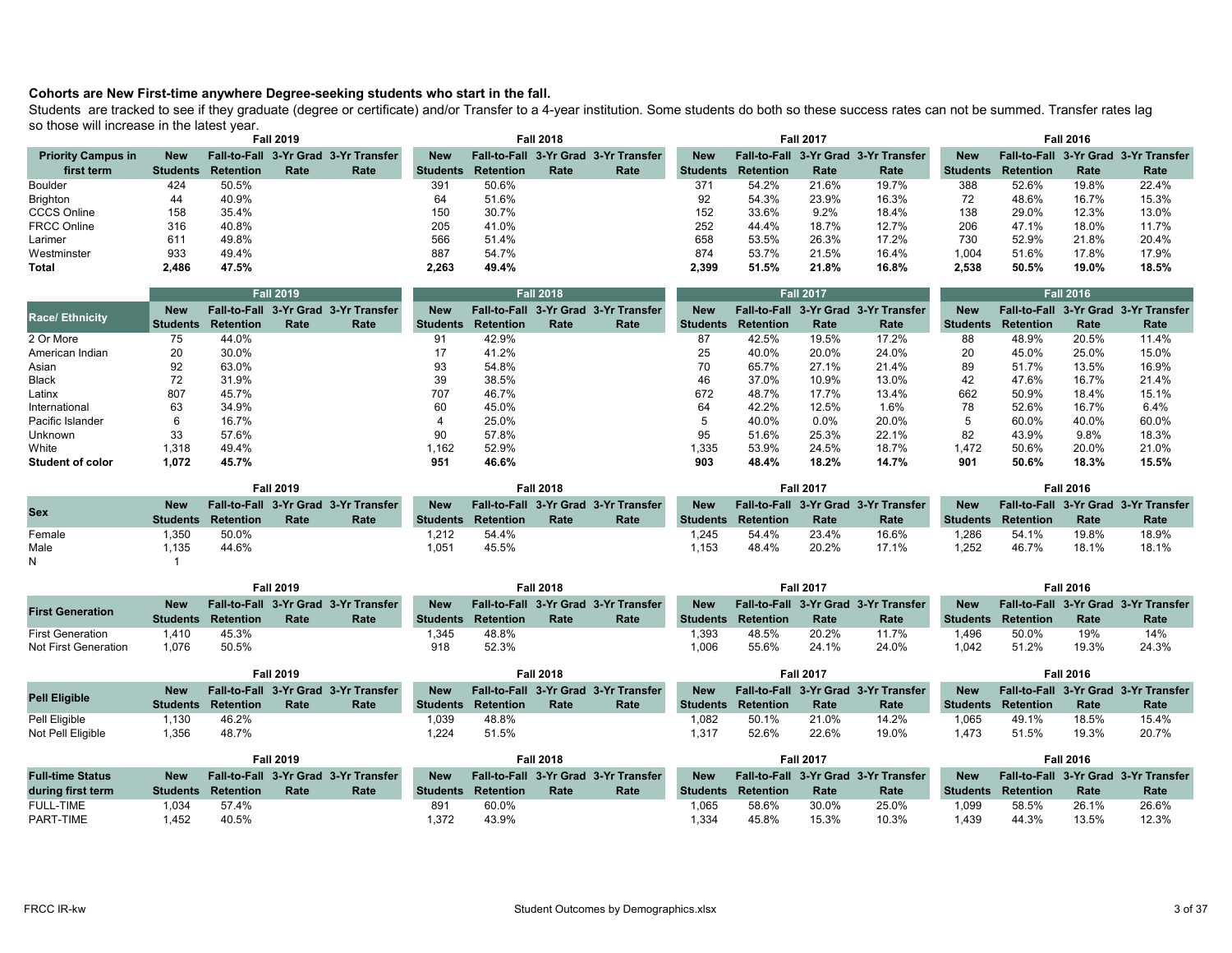**Cohorts are New First-time anywhere Degree-seeking students who start in the fall.**

Students are tracked to see if they graduate (degree or certificate) and/or Transfer to a 4-year institution. Some students do both so these success rates can not be summed. Transfer rates lag so those will increase in the latest year.

| Priority Campus in first term | Fall 2019 | | | | Fall 2018 | | | | Fall 2017 | | | | Fall 2016 | | | |
|---|---|---|---|---|---|---|---|---|---|---|---|---|---|---|---|---|
| | New Students | Fall-to-Fall Retention | 3-Yr Grad Rate | 3-Yr Transfer Rate | New Students | Fall-to-Fall Retention | 3-Yr Grad Rate | 3-Yr Transfer Rate | New Students | Fall-to-Fall Retention | 3-Yr Grad Rate | 3-Yr Transfer Rate | New Students | Fall-to-Fall Retention | 3-Yr Grad Rate | 3-Yr Transfer Rate |
| Boulder | 424 | 50.5% | | | 391 | 50.6% | | | 371 | 54.2% | 21.6% | 19.7% | 388 | 52.6% | 19.8% | 22.4% |
| Brighton | 44 | 40.9% | | | 64 | 51.6% | | | 92 | 54.3% | 23.9% | 16.3% | 72 | 48.6% | 16.7% | 15.3% |
| CCCS Online | 158 | 35.4% | | | 150 | 30.7% | | | 152 | 33.6% | 9.2% | 18.4% | 138 | 29.0% | 12.3% | 13.0% |
| FRCC Online | 316 | 40.8% | | | 205 | 41.0% | | | 252 | 44.4% | 18.7% | 12.7% | 206 | 47.1% | 18.0% | 11.7% |
| Larimer | 611 | 49.8% | | | 566 | 51.4% | | | 658 | 53.5% | 26.3% | 17.2% | 730 | 52.9% | 21.8% | 20.4% |
| Westminster | 933 | 49.4% | | | 887 | 54.7% | | | 874 | 53.7% | 21.5% | 16.4% | 1,004 | 51.6% | 17.8% | 17.9% |
| **Total** | **2,486** | **47.5%** | | | **2,263** | **49.4%** | | | **2,399** | **51.5%** | **21.8%** | **16.8%** | **2,538** | **50.5%** | **19.0%** | **18.5%** |

| Race/ Ethnicity | Fall 2019 | | | | Fall 2018 | | | | Fall 2017 | | | | Fall 2016 | | | |
|---|---|---|---|---|---|---|---|---|---|---|---|---|---|---|---|---|
| | New Students | Fall-to-Fall Retention | 3-Yr Grad Rate | 3-Yr Transfer Rate | New Students | Fall-to-Fall Retention | 3-Yr Grad Rate | 3-Yr Transfer Rate | New Students | Fall-to-Fall Retention | 3-Yr Grad Rate | 3-Yr Transfer Rate | New Students | Fall-to-Fall Retention | 3-Yr Grad Rate | 3-Yr Transfer Rate |
| 2 Or More | 75 | 44.0% | | | 91 | 42.9% | | | 87 | 42.5% | 19.5% | 17.2% | 88 | 48.9% | 20.5% | 11.4% |
| American Indian | 20 | 30.0% | | | 17 | 41.2% | | | 25 | 40.0% | 20.0% | 24.0% | 20 | 45.0% | 25.0% | 15.0% |
| Asian | 92 | 63.0% | | | 93 | 54.8% | | | 70 | 65.7% | 27.1% | 21.4% | 89 | 51.7% | 13.5% | 16.9% |
| Black | 72 | 31.9% | | | 39 | 38.5% | | | 46 | 37.0% | 10.9% | 13.0% | 42 | 47.6% | 16.7% | 21.4% |
| Latinx | 807 | 45.7% | | | 707 | 46.7% | | | 672 | 48.7% | 17.7% | 13.4% | 662 | 50.9% | 18.4% | 15.1% |
| International | 63 | 34.9% | | | 60 | 45.0% | | | 64 | 42.2% | 12.5% | 1.6% | 78 | 52.6% | 16.7% | 6.4% |
| Pacific Islander | 6 | 16.7% | | | 4 | 25.0% | | | 5 | 40.0% | 0.0% | 20.0% | 5 | 60.0% | 40.0% | 60.0% |
| Unknown | 33 | 57.6% | | | 90 | 57.8% | | | 95 | 51.6% | 25.3% | 22.1% | 82 | 43.9% | 9.8% | 18.3% |
| White | 1,318 | 49.4% | | | 1,162 | 52.9% | | | 1,335 | 53.9% | 24.5% | 18.7% | 1,472 | 50.6% | 20.0% | 21.0% |
| **Student of color** | **1,072** | **45.7%** | | | **951** | **46.6%** | | | **903** | **48.4%** | **18.2%** | **14.7%** | **901** | **50.6%** | **18.3%** | **15.5%** |

| Sex | Fall 2019 | | | | Fall 2018 | | | | Fall 2017 | | | | Fall 2016 | | | |
|---|---|---|---|---|---|---|---|---|---|---|---|---|---|---|---|---|
| | New Students | Fall-to-Fall Retention | 3-Yr Grad Rate | 3-Yr Transfer Rate | New Students | Fall-to-Fall Retention | 3-Yr Grad Rate | 3-Yr Transfer Rate | New Students | Fall-to-Fall Retention | 3-Yr Grad Rate | 3-Yr Transfer Rate | New Students | Fall-to-Fall Retention | 3-Yr Grad Rate | 3-Yr Transfer Rate |
| Female | 1,350 | 50.0% | | | 1,212 | 54.4% | | | 1,245 | 54.4% | 23.4% | 16.6% | 1,286 | 54.1% | 19.8% | 18.9% |
| Male | 1,135 | 44.6% | | | 1,051 | 45.5% | | | 1,153 | 48.4% | 20.2% | 17.1% | 1,252 | 46.7% | 18.1% | 18.1% |
| N | 1 | | | | | | | | | | | | | | | |

| First Generation | Fall 2019 | | | | Fall 2018 | | | | Fall 2017 | | | | Fall 2016 | | | |
|---|---|---|---|---|---|---|---|---|---|---|---|---|---|---|---|---|
| | New Students | Fall-to-Fall Retention | 3-Yr Grad Rate | 3-Yr Transfer Rate | New Students | Fall-to-Fall Retention | 3-Yr Grad Rate | 3-Yr Transfer Rate | New Students | Fall-to-Fall Retention | 3-Yr Grad Rate | 3-Yr Transfer Rate | New Students | Fall-to-Fall Retention | 3-Yr Grad Rate | 3-Yr Transfer Rate |
| First Generation | 1,410 | 45.3% | | | 1,345 | 48.8% | | | 1,393 | 48.5% | 20.2% | 11.7% | 1,496 | 50.0% | 19% | 14% |
| Not First Generation | 1,076 | 50.5% | | | 918 | 52.3% | | | 1,006 | 55.6% | 24.1% | 24.0% | 1,042 | 51.2% | 19.3% | 24.3% |

| Pell Eligible | Fall 2019 | | | | Fall 2018 | | | | Fall 2017 | | | | Fall 2016 | | | |
|---|---|---|---|---|---|---|---|---|---|---|---|---|---|---|---|---|
| | New Students | Fall-to-Fall Retention | 3-Yr Grad Rate | 3-Yr Transfer Rate | New Students | Fall-to-Fall Retention | 3-Yr Grad Rate | 3-Yr Transfer Rate | New Students | Fall-to-Fall Retention | 3-Yr Grad Rate | 3-Yr Transfer Rate | New Students | Fall-to-Fall Retention | 3-Yr Grad Rate | 3-Yr Transfer Rate |
| Pell Eligible | 1,130 | 46.2% | | | 1,039 | 48.8% | | | 1,082 | 50.1% | 21.0% | 14.2% | 1,065 | 49.1% | 18.5% | 15.4% |
| Not Pell Eligible | 1,356 | 48.7% | | | 1,224 | 51.5% | | | 1,317 | 52.6% | 22.6% | 19.0% | 1,473 | 51.5% | 19.3% | 20.7% |

| Full-time Status during first term | Fall 2019 | | | | Fall 2018 | | | | Fall 2017 | | | | Fall 2016 | | | |
|---|---|---|---|---|---|---|---|---|---|---|---|---|---|---|---|---|
| | New Students | Fall-to-Fall Retention | 3-Yr Grad Rate | 3-Yr Transfer Rate | New Students | Fall-to-Fall Retention | 3-Yr Grad Rate | 3-Yr Transfer Rate | New Students | Fall-to-Fall Retention | 3-Yr Grad Rate | 3-Yr Transfer Rate | New Students | Fall-to-Fall Retention | 3-Yr Grad Rate | 3-Yr Transfer Rate |
| FULL-TIME | 1,034 | 57.4% | | | 891 | 60.0% | | | 1,065 | 58.6% | 30.0% | 25.0% | 1,099 | 58.5% | 26.1% | 26.6% |
| PART-TIME | 1,452 | 40.5% | | | 1,372 | 43.9% | | | 1,334 | 45.8% | 15.3% | 10.3% | 1,439 | 44.3% | 13.5% | 12.3% |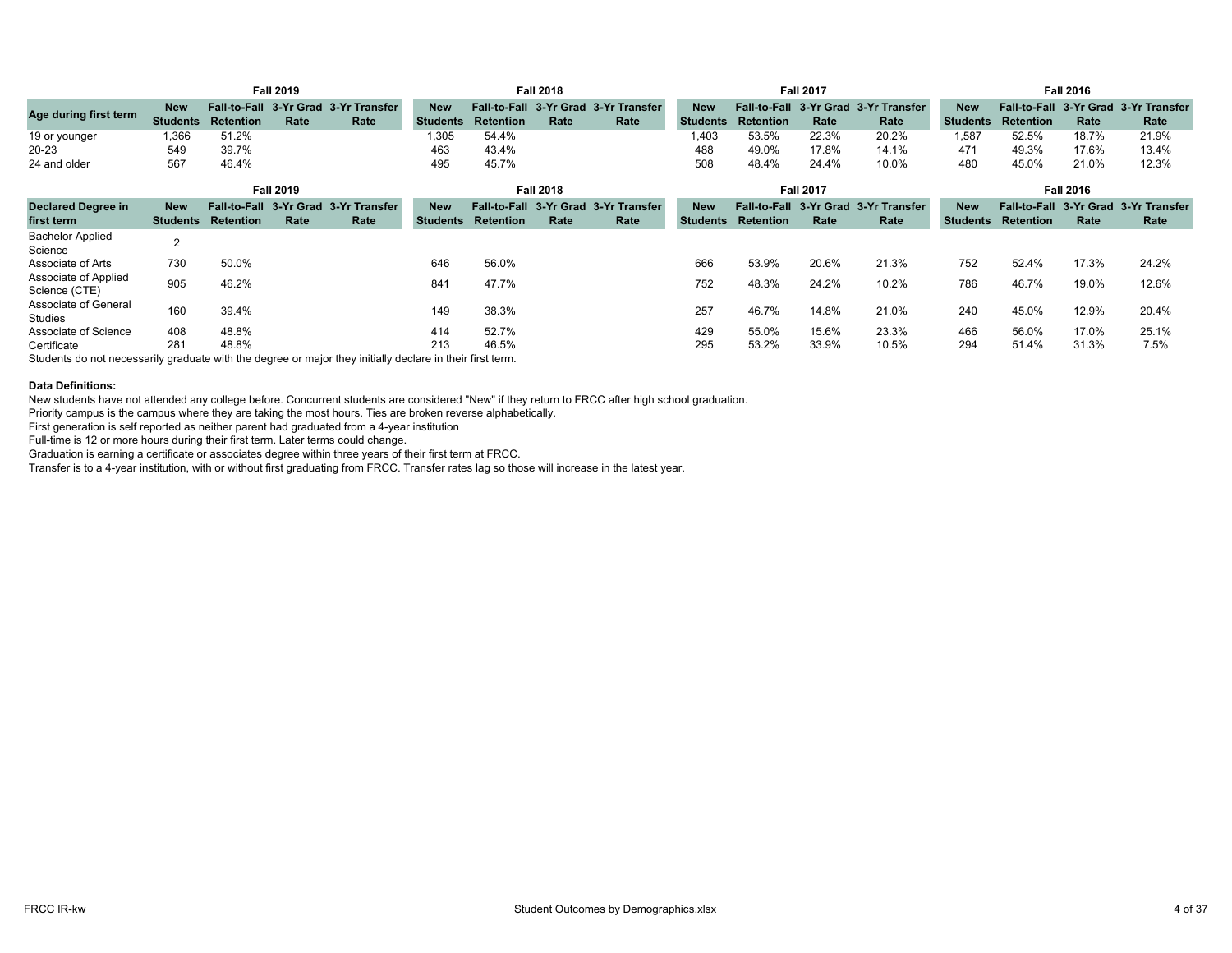| Age during first term | Fall 2019 | | | | Fall 2018 | | | | Fall 2017 | | | | Fall 2016 | | | |
|---|---|---|---|---|---|---|---|---|---|---|---|---|---|---|---|---|
| | New Students | Fall-to-Fall Retention | 3-Yr Grad Rate | 3-Yr Transfer Rate | New Students | Fall-to-Fall Retention | 3-Yr Grad Rate | 3-Yr Transfer Rate | New Students | Fall-to-Fall Retention | 3-Yr Grad Rate | 3-Yr Transfer Rate | New Students | Fall-to-Fall Retention | 3-Yr Grad Rate | 3-Yr Transfer Rate |
| 19 or younger | 1,366 | 51.2% | | | 1,305 | 54.4% | | | 1,403 | 53.5% | 22.3% | 20.2% | 1,587 | 52.5% | 18.7% | 21.9% |
| 20-23 | 549 | 39.7% | | | 463 | 43.4% | | | 488 | 49.0% | 17.8% | 14.1% | 471 | 49.3% | 17.6% | 13.4% |
| 24 and older | 567 | 46.4% | | | 495 | 45.7% | | | 508 | 48.4% | 24.4% | 10.0% | 480 | 45.0% | 21.0% | 12.3% |

| Declared Degree in first term | Fall 2019 | | | | Fall 2018 | | | | Fall 2017 | | | | Fall 2016 | | | |
|---|---|---|---|---|---|---|---|---|---|---|---|---|---|---|---|---|
| | New Students | Fall-to-Fall Retention | 3-Yr Grad Rate | 3-Yr Transfer Rate | New Students | Fall-to-Fall Retention | 3-Yr Grad Rate | 3-Yr Transfer Rate | New Students | Fall-to-Fall Retention | 3-Yr Grad Rate | 3-Yr Transfer Rate | New Students | Fall-to-Fall Retention | 3-Yr Grad Rate | 3-Yr Transfer Rate |
| Bachelor Applied Science | 2 | | | | | | | | | | | | | | | |
| Associate of Arts | 730 | 50.0% | | | 646 | 56.0% | | | 666 | 53.9% | 20.6% | 21.3% | 752 | 52.4% | 17.3% | 24.2% |
| Associate of Applied Science (CTE) | 905 | 46.2% | | | 841 | 47.7% | | | 752 | 48.3% | 24.2% | 10.2% | 786 | 46.7% | 19.0% | 12.6% |
| Associate of General Studies | 160 | 39.4% | | | 149 | 38.3% | | | 257 | 46.7% | 14.8% | 21.0% | 240 | 45.0% | 12.9% | 20.4% |
| Associate of Science | 408 | 48.8% | | | 414 | 52.7% | | | 429 | 55.0% | 15.6% | 23.3% | 466 | 56.0% | 17.0% | 25.1% |
| Certificate | 281 | 48.8% | | | 213 | 46.5% | | | 295 | 53.2% | 33.9% | 10.5% | 294 | 51.4% | 31.3% | 7.5% |

Students do not necessarily graduate with the degree or major they initially declare in their first term.

**Data Definitions:**

New students have not attended any college before. Concurrent students are considered "New" if they return to FRCC after high school graduation.

Priority campus is the campus where they are taking the most hours. Ties are broken reverse alphabetically.

First generation is self reported as neither parent had graduated from a 4-year institution

Full-time is 12 or more hours during their first term. Later terms could change.

Graduation is earning a certificate or associates degree within three years of their first term at FRCC.

Transfer is to a 4-year institution, with or without first graduating from FRCC. Transfer rates lag so those will increase in the latest year.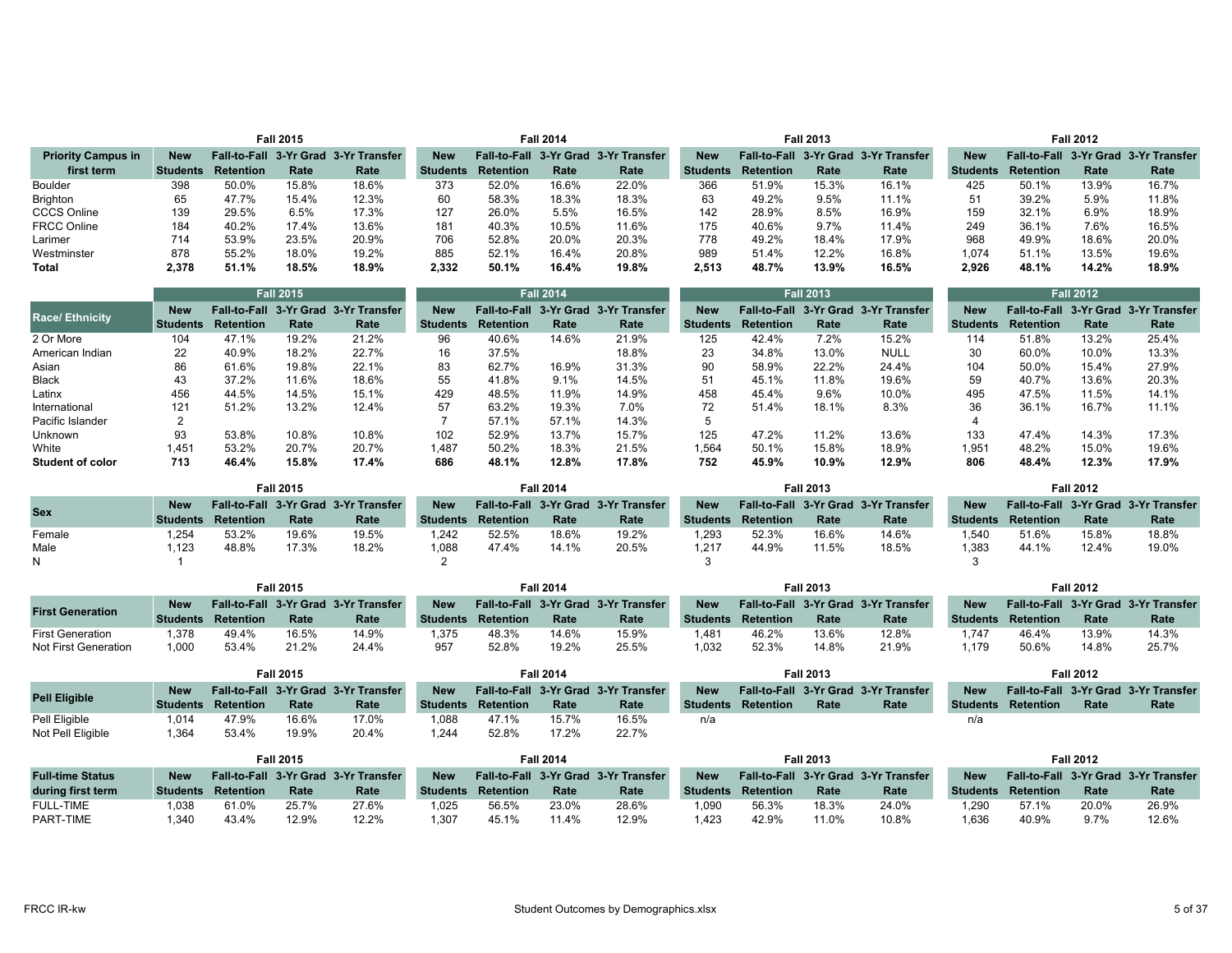| Priority Campus in first term | Fall 2015 New Students | Fall 2015 Fall-to-Fall Retention | Fall 2015 3-Yr Grad Rate | Fall 2015 3-Yr Transfer Rate | Fall 2014 New Students | Fall 2014 Fall-to-Fall Retention | Fall 2014 3-Yr Grad Rate | Fall 2014 3-Yr Transfer Rate | Fall 2013 New Students | Fall 2013 Fall-to-Fall Retention | Fall 2013 3-Yr Grad Rate | Fall 2013 3-Yr Transfer Rate | Fall 2012 New Students | Fall 2012 Fall-to-Fall Retention | Fall 2012 3-Yr Grad Rate | Fall 2012 3-Yr Transfer Rate |
|---|---|---|---|---|---|---|---|---|---|---|---|---|---|---|---|---|
| Boulder | 398 | 50.0% | 15.8% | 18.6% | 373 | 52.0% | 16.6% | 22.0% | 366 | 51.9% | 15.3% | 16.1% | 425 | 50.1% | 13.9% | 16.7% |
| Brighton | 65 | 47.7% | 15.4% | 12.3% | 60 | 58.3% | 18.3% | 18.3% | 63 | 49.2% | 9.5% | 11.1% | 51 | 39.2% | 5.9% | 11.8% |
| CCCS Online | 139 | 29.5% | 6.5% | 17.3% | 127 | 26.0% | 5.5% | 16.5% | 142 | 28.9% | 8.5% | 16.9% | 159 | 32.1% | 6.9% | 18.9% |
| FRCC Online | 184 | 40.2% | 17.4% | 13.6% | 181 | 40.3% | 10.5% | 11.6% | 175 | 40.6% | 9.7% | 11.4% | 249 | 36.1% | 7.6% | 16.5% |
| Larimer | 714 | 53.9% | 23.5% | 20.9% | 706 | 52.8% | 20.0% | 20.3% | 778 | 49.2% | 18.4% | 17.9% | 968 | 49.9% | 18.6% | 20.0% |
| Westminster | 878 | 55.2% | 18.0% | 19.2% | 885 | 52.1% | 16.4% | 20.8% | 989 | 51.4% | 12.2% | 16.8% | 1,074 | 51.1% | 13.5% | 19.6% |
| **Total** | **2,378** | **51.1%** | **18.5%** | **18.9%** | **2,332** | **50.1%** | **16.4%** | **19.8%** | **2,513** | **48.7%** | **13.9%** | **16.5%** | **2,926** | **48.1%** | **14.2%** | **18.9%** |

| Race/ Ethnicity | Fall 2015 New Students | Fall 2015 Fall-to-Fall Retention | Fall 2015 3-Yr Grad Rate | Fall 2015 3-Yr Transfer Rate | Fall 2014 New Students | Fall 2014 Fall-to-Fall Retention | Fall 2014 3-Yr Grad Rate | Fall 2014 3-Yr Transfer Rate | Fall 2013 New Students | Fall 2013 Fall-to-Fall Retention | Fall 2013 3-Yr Grad Rate | Fall 2013 3-Yr Transfer Rate | Fall 2012 New Students | Fall 2012 Fall-to-Fall Retention | Fall 2012 3-Yr Grad Rate | Fall 2012 3-Yr Transfer Rate |
|---|---|---|---|---|---|---|---|---|---|---|---|---|---|---|---|---|
| 2 Or More | 104 | 47.1% | 19.2% | 21.2% | 96 | 40.6% | 14.6% | 21.9% | 125 | 42.4% | 7.2% | 15.2% | 114 | 51.8% | 13.2% | 25.4% |
| American Indian | 22 | 40.9% | 18.2% | 22.7% | 16 | 37.5% | | 18.8% | 23 | 34.8% | 13.0% | NULL | 30 | 60.0% | 10.0% | 13.3% |
| Asian | 86 | 61.6% | 19.8% | 22.1% | 83 | 62.7% | 16.9% | 31.3% | 90 | 58.9% | 22.2% | 24.4% | 104 | 50.0% | 15.4% | 27.9% |
| Black | 43 | 37.2% | 11.6% | 18.6% | 55 | 41.8% | 9.1% | 14.5% | 51 | 45.1% | 11.8% | 19.6% | 59 | 40.7% | 13.6% | 20.3% |
| Latinx | 456 | 44.5% | 14.5% | 15.1% | 429 | 48.5% | 11.9% | 14.9% | 458 | 45.4% | 9.6% | 10.0% | 495 | 47.5% | 11.5% | 14.1% |
| International | 121 | 51.2% | 13.2% | 12.4% | 57 | 63.2% | 19.3% | 7.0% | 72 | 51.4% | 18.1% | 8.3% | 36 | 36.1% | 16.7% | 11.1% |
| Pacific Islander | 2 | | | | 7 | 57.1% | 57.1% | 14.3% | 5 | | | | 4 | | | |
| Unknown | 93 | 53.8% | 10.8% | 10.8% | 102 | 52.9% | 13.7% | 15.7% | 125 | 47.2% | 11.2% | 13.6% | 133 | 47.4% | 14.3% | 17.3% |
| White | 1,451 | 53.2% | 20.7% | 20.7% | 1,487 | 50.2% | 18.3% | 21.5% | 1,564 | 50.1% | 15.8% | 18.9% | 1,951 | 48.2% | 15.0% | 19.6% |
| **Student of color** | **713** | **46.4%** | **15.8%** | **17.4%** | **686** | **48.1%** | **12.8%** | **17.8%** | **752** | **45.9%** | **10.9%** | **12.9%** | **806** | **48.4%** | **12.3%** | **17.9%** |

| Sex | Fall 2015 New Students | Fall 2015 Fall-to-Fall Retention | Fall 2015 3-Yr Grad Rate | Fall 2015 3-Yr Transfer Rate | Fall 2014 New Students | Fall 2014 Fall-to-Fall Retention | Fall 2014 3-Yr Grad Rate | Fall 2014 3-Yr Transfer Rate | Fall 2013 New Students | Fall 2013 Fall-to-Fall Retention | Fall 2013 3-Yr Grad Rate | Fall 2013 3-Yr Transfer Rate | Fall 2012 New Students | Fall 2012 Fall-to-Fall Retention | Fall 2012 3-Yr Grad Rate | Fall 2012 3-Yr Transfer Rate |
|---|---|---|---|---|---|---|---|---|---|---|---|---|---|---|---|---|
| Female | 1,254 | 53.2% | 19.6% | 19.5% | 1,242 | 52.5% | 18.6% | 19.2% | 1,293 | 52.3% | 16.6% | 14.6% | 1,540 | 51.6% | 15.8% | 18.8% |
| Male | 1,123 | 48.8% | 17.3% | 18.2% | 1,088 | 47.4% | 14.1% | 20.5% | 1,217 | 44.9% | 11.5% | 18.5% | 1,383 | 44.1% | 12.4% | 19.0% |
| N | 1 | | | | 2 | | | | 3 | | | | 3 | | | |

| First Generation | Fall 2015 New Students | Fall 2015 Fall-to-Fall Retention | Fall 2015 3-Yr Grad Rate | Fall 2015 3-Yr Transfer Rate | Fall 2014 New Students | Fall 2014 Fall-to-Fall Retention | Fall 2014 3-Yr Grad Rate | Fall 2014 3-Yr Transfer Rate | Fall 2013 New Students | Fall 2013 Fall-to-Fall Retention | Fall 2013 3-Yr Grad Rate | Fall 2013 3-Yr Transfer Rate | Fall 2012 New Students | Fall 2012 Fall-to-Fall Retention | Fall 2012 3-Yr Grad Rate | Fall 2012 3-Yr Transfer Rate |
|---|---|---|---|---|---|---|---|---|---|---|---|---|---|---|---|---|
| First Generation | 1,378 | 49.4% | 16.5% | 14.9% | 1,375 | 48.3% | 14.6% | 15.9% | 1,481 | 46.2% | 13.6% | 12.8% | 1,747 | 46.4% | 13.9% | 14.3% |
| Not First Generation | 1,000 | 53.4% | 21.2% | 24.4% | 957 | 52.8% | 19.2% | 25.5% | 1,032 | 52.3% | 14.8% | 21.9% | 1,179 | 50.6% | 14.8% | 25.7% |

| Pell Eligible | Fall 2015 New Students | Fall 2015 Fall-to-Fall Retention | Fall 2015 3-Yr Grad Rate | Fall 2015 3-Yr Transfer Rate | Fall 2014 New Students | Fall 2014 Fall-to-Fall Retention | Fall 2014 3-Yr Grad Rate | Fall 2014 3-Yr Transfer Rate | Fall 2013 New Students | Fall 2013 Fall-to-Fall Retention | Fall 2013 3-Yr Grad Rate | Fall 2013 3-Yr Transfer Rate | Fall 2012 New Students | Fall 2012 Fall-to-Fall Retention | Fall 2012 3-Yr Grad Rate | Fall 2012 3-Yr Transfer Rate |
|---|---|---|---|---|---|---|---|---|---|---|---|---|---|---|---|---|
| Pell Eligible | 1,014 | 47.9% | 16.6% | 17.0% | 1,088 | 47.1% | 15.7% | 16.5% | n/a | | | | n/a | | | |
| Not Pell Eligible | 1,364 | 53.4% | 19.9% | 20.4% | 1,244 | 52.8% | 17.2% | 22.7% | | | | | | | | |

| Full-time Status during first term | Fall 2015 New Students | Fall 2015 Fall-to-Fall Retention | Fall 2015 3-Yr Grad Rate | Fall 2015 3-Yr Transfer Rate | Fall 2014 New Students | Fall 2014 Fall-to-Fall Retention | Fall 2014 3-Yr Grad Rate | Fall 2014 3-Yr Transfer Rate | Fall 2013 New Students | Fall 2013 Fall-to-Fall Retention | Fall 2013 3-Yr Grad Rate | Fall 2013 3-Yr Transfer Rate | Fall 2012 New Students | Fall 2012 Fall-to-Fall Retention | Fall 2012 3-Yr Grad Rate | Fall 2012 3-Yr Transfer Rate |
|---|---|---|---|---|---|---|---|---|---|---|---|---|---|---|---|---|
| FULL-TIME | 1,038 | 61.0% | 25.7% | 27.6% | 1,025 | 56.5% | 23.0% | 28.6% | 1,090 | 56.3% | 18.3% | 24.0% | 1,290 | 57.1% | 20.0% | 26.9% |
| PART-TIME | 1,340 | 43.4% | 12.9% | 12.2% | 1,307 | 45.1% | 11.4% | 12.9% | 1,423 | 42.9% | 11.0% | 10.8% | 1,636 | 40.9% | 9.7% | 12.6% |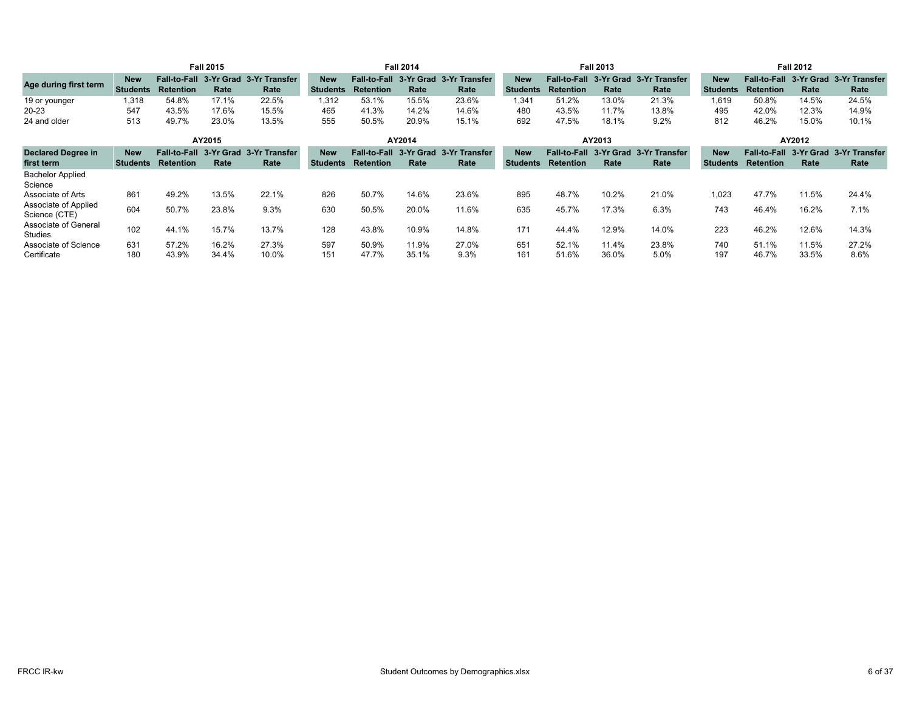| Age during first term | Fall 2015 | | | | Fall 2014 | | | | Fall 2013 | | | | Fall 2012 | | | |
|---|---|---|---|---|---|---|---|---|---|---|---|---|---|---|---|---|
| | New Students | Fall-to-Fall Retention | 3-Yr Grad Rate | 3-Yr Transfer Rate | New Students | Fall-to-Fall Retention | 3-Yr Grad Rate | 3-Yr Transfer Rate | New Students | Fall-to-Fall Retention | 3-Yr Grad Rate | 3-Yr Transfer Rate | New Students | Fall-to-Fall Retention | 3-Yr Grad Rate | 3-Yr Transfer Rate |
| 19 or younger | 1,318 | 54.8% | 17.1% | 22.5% | 1,312 | 53.1% | 15.5% | 23.6% | 1,341 | 51.2% | 13.0% | 21.3% | 1,619 | 50.8% | 14.5% | 24.5% |
| 20-23 | 547 | 43.5% | 17.6% | 15.5% | 465 | 41.3% | 14.2% | 14.6% | 480 | 43.5% | 11.7% | 13.8% | 495 | 42.0% | 12.3% | 14.9% |
| 24 and older | 513 | 49.7% | 23.0% | 13.5% | 555 | 50.5% | 20.9% | 15.1% | 692 | 47.5% | 18.1% | 9.2% | 812 | 46.2% | 15.0% | 10.1% |

| Declared Degree in first term | AY2015 | | | | AY2014 | | | | AY2013 | | | | AY2012 | | | |
|---|---|---|---|---|---|---|---|---|---|---|---|---|---|---|---|---|
| | New Students | Fall-to-Fall Retention | 3-Yr Grad Rate | 3-Yr Transfer Rate | New Students | Fall-to-Fall Retention | 3-Yr Grad Rate | 3-Yr Transfer Rate | New Students | Fall-to-Fall Retention | 3-Yr Grad Rate | 3-Yr Transfer Rate | New Students | Fall-to-Fall Retention | 3-Yr Grad Rate | 3-Yr Transfer Rate |
| Bachelor Applied Science | | | | | | | | | | | | | | | | |
| Associate of Arts | 861 | 49.2% | 13.5% | 22.1% | 826 | 50.7% | 14.6% | 23.6% | 895 | 48.7% | 10.2% | 21.0% | 1,023 | 47.7% | 11.5% | 24.4% |
| Associate of Applied Science (CTE) | 604 | 50.7% | 23.8% | 9.3% | 630 | 50.5% | 20.0% | 11.6% | 635 | 45.7% | 17.3% | 6.3% | 743 | 46.4% | 16.2% | 7.1% |
| Associate of General Studies | 102 | 44.1% | 15.7% | 13.7% | 128 | 43.8% | 10.9% | 14.8% | 171 | 44.4% | 12.9% | 14.0% | 223 | 46.2% | 12.6% | 14.3% |
| Associate of Science | 631 | 57.2% | 16.2% | 27.3% | 597 | 50.9% | 11.9% | 27.0% | 651 | 52.1% | 11.4% | 23.8% | 740 | 51.1% | 11.5% | 27.2% |
| Certificate | 180 | 43.9% | 34.4% | 10.0% | 151 | 47.7% | 35.1% | 9.3% | 161 | 51.6% | 36.0% | 5.0% | 197 | 46.7% | 33.5% | 8.6% |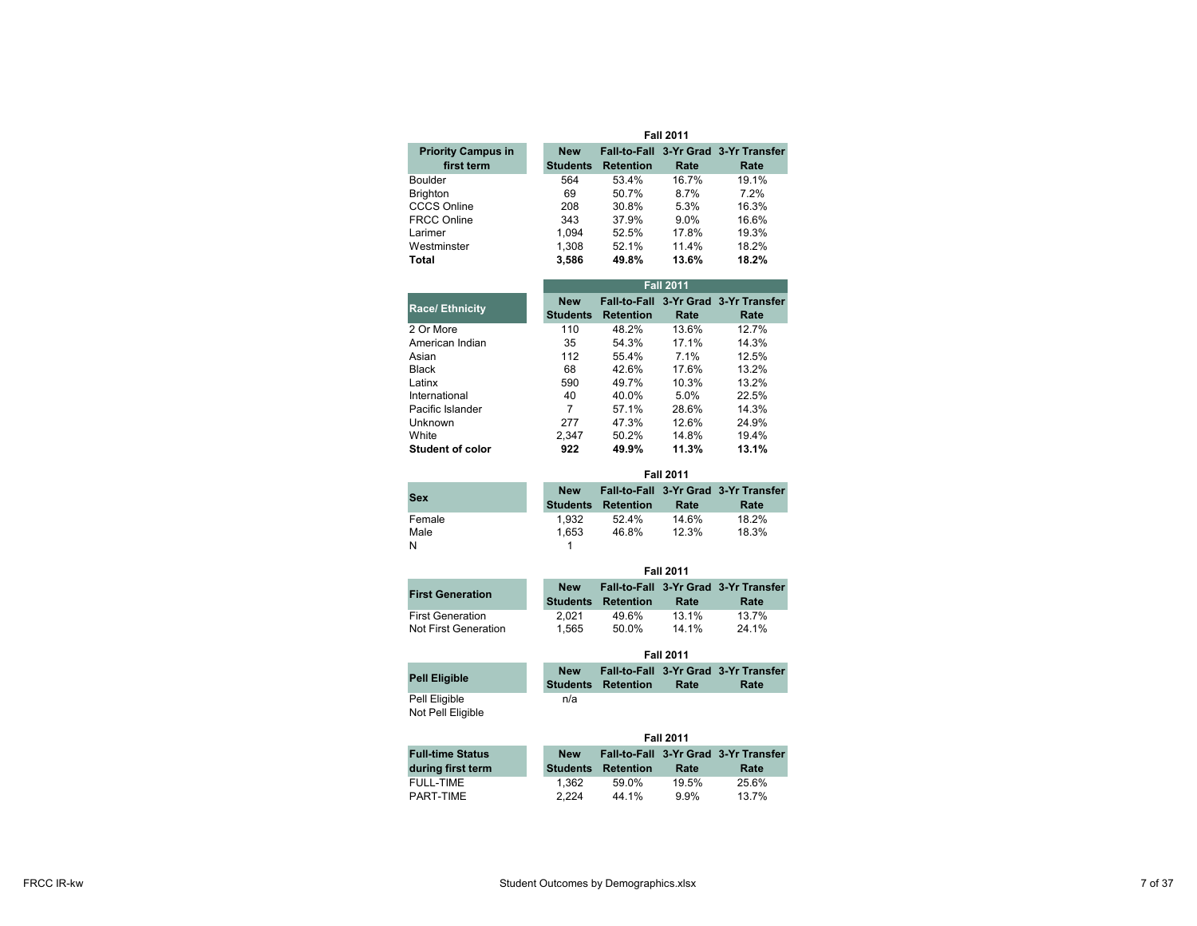| Priority Campus in first term | Fall 2011 New Students | Fall-to-Fall Retention | 3-Yr Grad Rate | 3-Yr Transfer Rate |
|---|---|---|---|---|
| Boulder | 564 | 53.4% | 16.7% | 19.1% |
| Brighton | 69 | 50.7% | 8.7% | 7.2% |
| CCCS Online | 208 | 30.8% | 5.3% | 16.3% |
| FRCC Online | 343 | 37.9% | 9.0% | 16.6% |
| Larimer | 1,094 | 52.5% | 17.8% | 19.3% |
| Westminster | 1,308 | 52.1% | 11.4% | 18.2% |
| **Total** | **3,586** | **49.8%** | **13.6%** | **18.2%** |

| Race/ Ethnicity | Fall 2011 New Students | Fall-to-Fall Retention | 3-Yr Grad Rate | 3-Yr Transfer Rate |
|---|---|---|---|---|
| 2 Or More | 110 | 48.2% | 13.6% | 12.7% |
| American Indian | 35 | 54.3% | 17.1% | 14.3% |
| Asian | 112 | 55.4% | 7.1% | 12.5% |
| Black | 68 | 42.6% | 17.6% | 13.2% |
| Latinx | 590 | 49.7% | 10.3% | 13.2% |
| International | 40 | 40.0% | 5.0% | 22.5% |
| Pacific Islander | 7 | 57.1% | 28.6% | 14.3% |
| Unknown | 277 | 47.3% | 12.6% | 24.9% |
| White | 2,347 | 50.2% | 14.8% | 19.4% |
| **Student of color** | **922** | **49.9%** | **11.3%** | **13.1%** |

| Sex | Fall 2011 New Students | Fall-to-Fall Retention | 3-Yr Grad Rate | 3-Yr Transfer Rate |
|---|---|---|---|---|
| Female | 1,932 | 52.4% | 14.6% | 18.2% |
| Male | 1,653 | 46.8% | 12.3% | 18.3% |
| N | 1 | | | |

| First Generation | Fall 2011 New Students | Fall-to-Fall Retention | 3-Yr Grad Rate | 3-Yr Transfer Rate |
|---|---|---|---|---|
| First Generation | 2,021 | 49.6% | 13.1% | 13.7% |
| Not First Generation | 1,565 | 50.0% | 14.1% | 24.1% |

| Pell Eligible | Fall 2011 New Students | Fall-to-Fall Retention | 3-Yr Grad Rate | 3-Yr Transfer Rate |
|---|---|---|---|---|
| Pell Eligible | n/a | | | |
| Not Pell Eligible | | | | |

| Full-time Status during first term | Fall 2011 New Students | Fall-to-Fall Retention | 3-Yr Grad Rate | 3-Yr Transfer Rate |
|---|---|---|---|---|
| FULL-TIME | 1,362 | 59.0% | 19.5% | 25.6% |
| PART-TIME | 2,224 | 44.1% | 9.9% | 13.7% |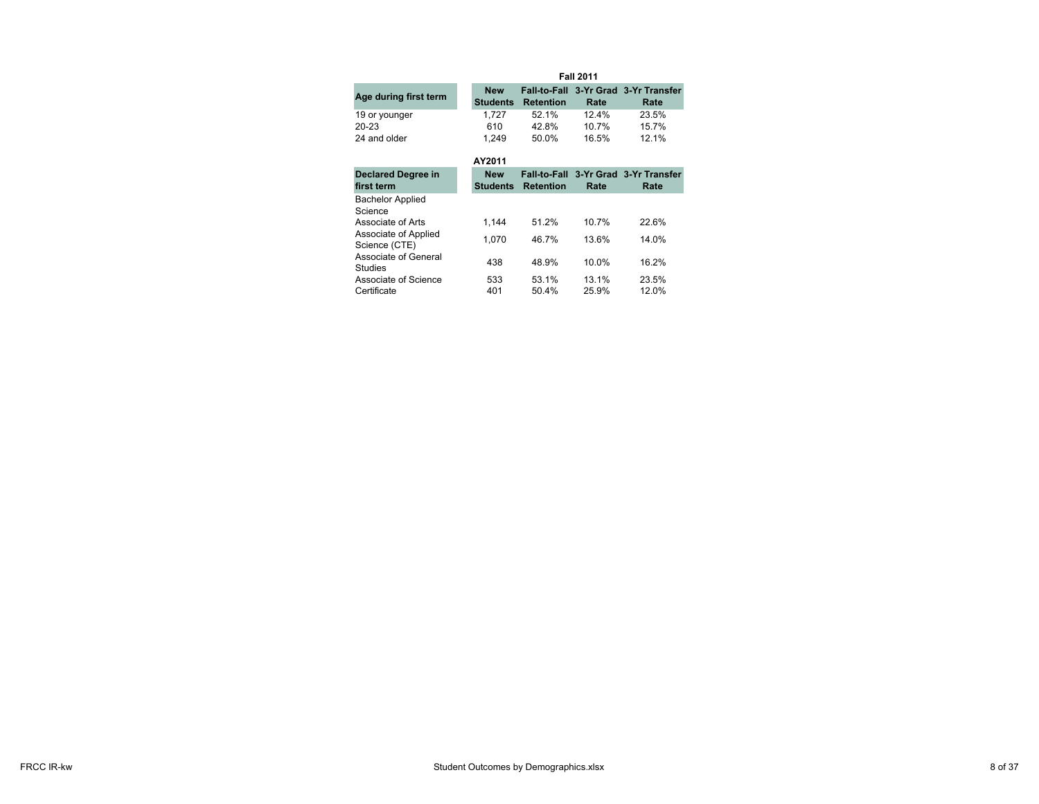| Age during first term | Fall 2011 New Students | Fall-to-Fall Retention | 3-Yr Grad Rate | 3-Yr Transfer Rate |
|---|---|---|---|---|
| 19 or younger | 1,727 | 52.1% | 12.4% | 23.5% |
| 20-23 | 610 | 42.8% | 10.7% | 15.7% |
| 24 and older | 1,249 | 50.0% | 16.5% | 12.1% |

| Declared Degree in first term | AY2011 New Students | Fall-to-Fall Retention | 3-Yr Grad Rate | 3-Yr Transfer Rate |
|---|---|---|---|---|
| Bachelor Applied Science | | | | |
| Associate of Arts | 1,144 | 51.2% | 10.7% | 22.6% |
| Associate of Applied Science (CTE) | 1,070 | 46.7% | 13.6% | 14.0% |
| Associate of General Studies | 438 | 48.9% | 10.0% | 16.2% |
| Associate of Science | 533 | 53.1% | 13.1% | 23.5% |
| Certificate | 401 | 50.4% | 25.9% | 12.0% |